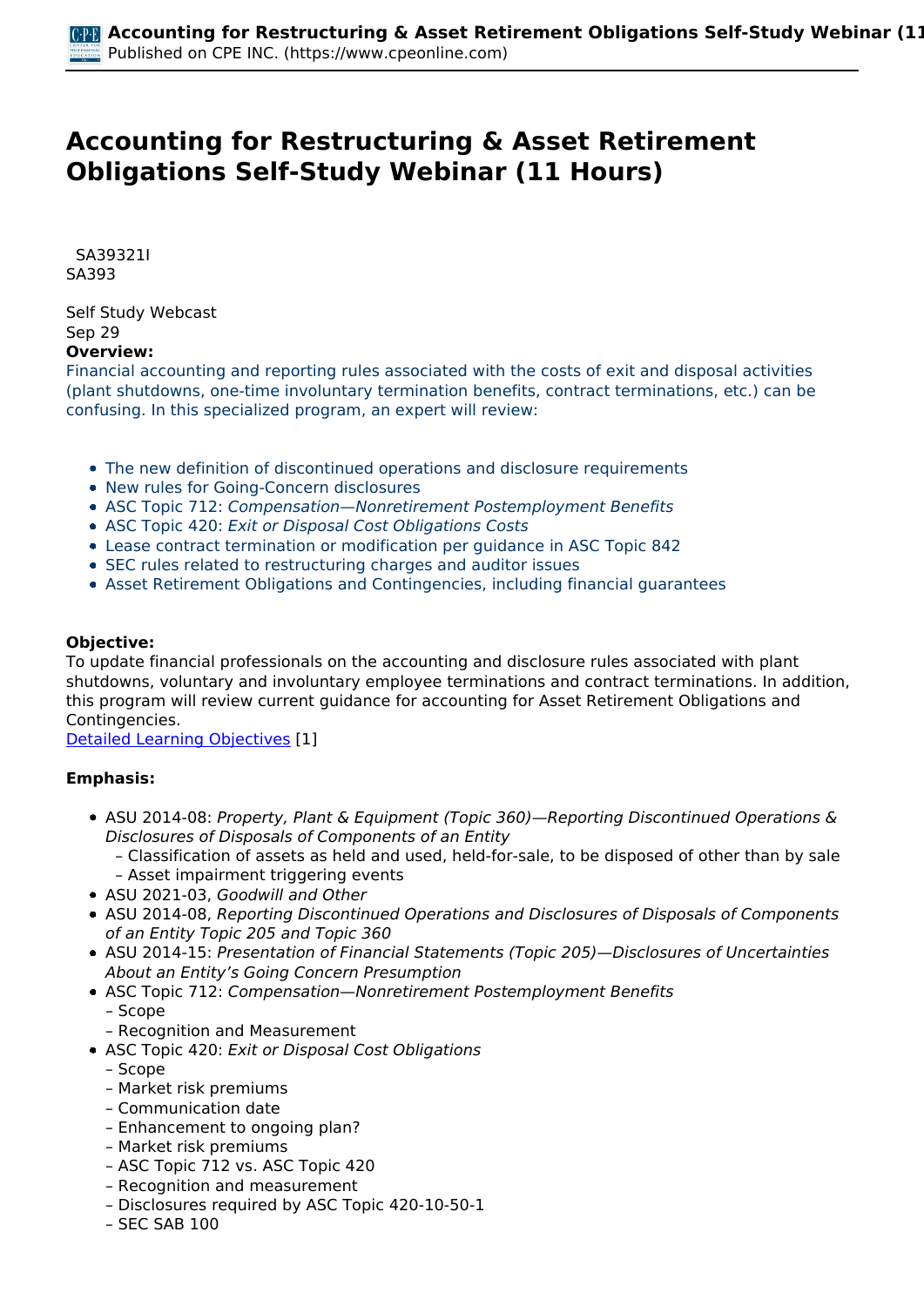# Accounting for Restructuring & Asset Retirement Obligations Self-Study Webinar (11 Hours)

SA39321I
SA393

Self Study Webcast
Sep 29

**Overview:**

Financial accounting and reporting rules associated with the costs of exit and disposal activities (plant shutdowns, one-time involuntary termination benefits, contract terminations, etc.) can be confusing. In this specialized program, an expert will review:

- The new definition of discontinued operations and disclosure requirements
- New rules for Going-Concern disclosures
- ASC Topic 712: *Compensation—Nonretirement Postemployment Benefits*
- ASC Topic 420: *Exit or Disposal Cost Obligations Costs*
- Lease contract termination or modification per guidance in ASC Topic 842
- SEC rules related to restructuring charges and auditor issues
- Asset Retirement Obligations and Contingencies, including financial guarantees

**Objective:**

To update financial professionals on the accounting and disclosure rules associated with plant shutdowns, voluntary and involuntary employee terminations and contract terminations. In addition, this program will review current guidance for accounting for Asset Retirement Obligations and Contingencies.

Detailed Learning Objectives [1]

**Emphasis:**

- ASU 2014-08: *Property, Plant & Equipment (Topic 360)—Reporting Discontinued Operations & Disclosures of Disposals of Components of an Entity*
  - Classification of assets as held and used, held-for-sale, to be disposed of other than by sale
  - Asset impairment triggering events
- ASU 2021-03, *Goodwill and Other*
- ASU 2014-08, *Reporting Discontinued Operations and Disclosures of Disposals of Components of an Entity Topic 205 and Topic 360*
- ASU 2014-15: *Presentation of Financial Statements (Topic 205)—Disclosures of Uncertainties About an Entity's Going Concern Presumption*
- ASC Topic 712: *Compensation—Nonretirement Postemployment Benefits*
  - Scope
  - Recognition and Measurement
- ASC Topic 420: *Exit or Disposal Cost Obligations*
  - Scope
  - Market risk premiums
  - Communication date
  - Enhancement to ongoing plan?
  - Market risk premiums
  - ASC Topic 712 vs. ASC Topic 420
  - Recognition and measurement
  - Disclosures required by ASC Topic 420-10-50-1
  - SEC SAB 100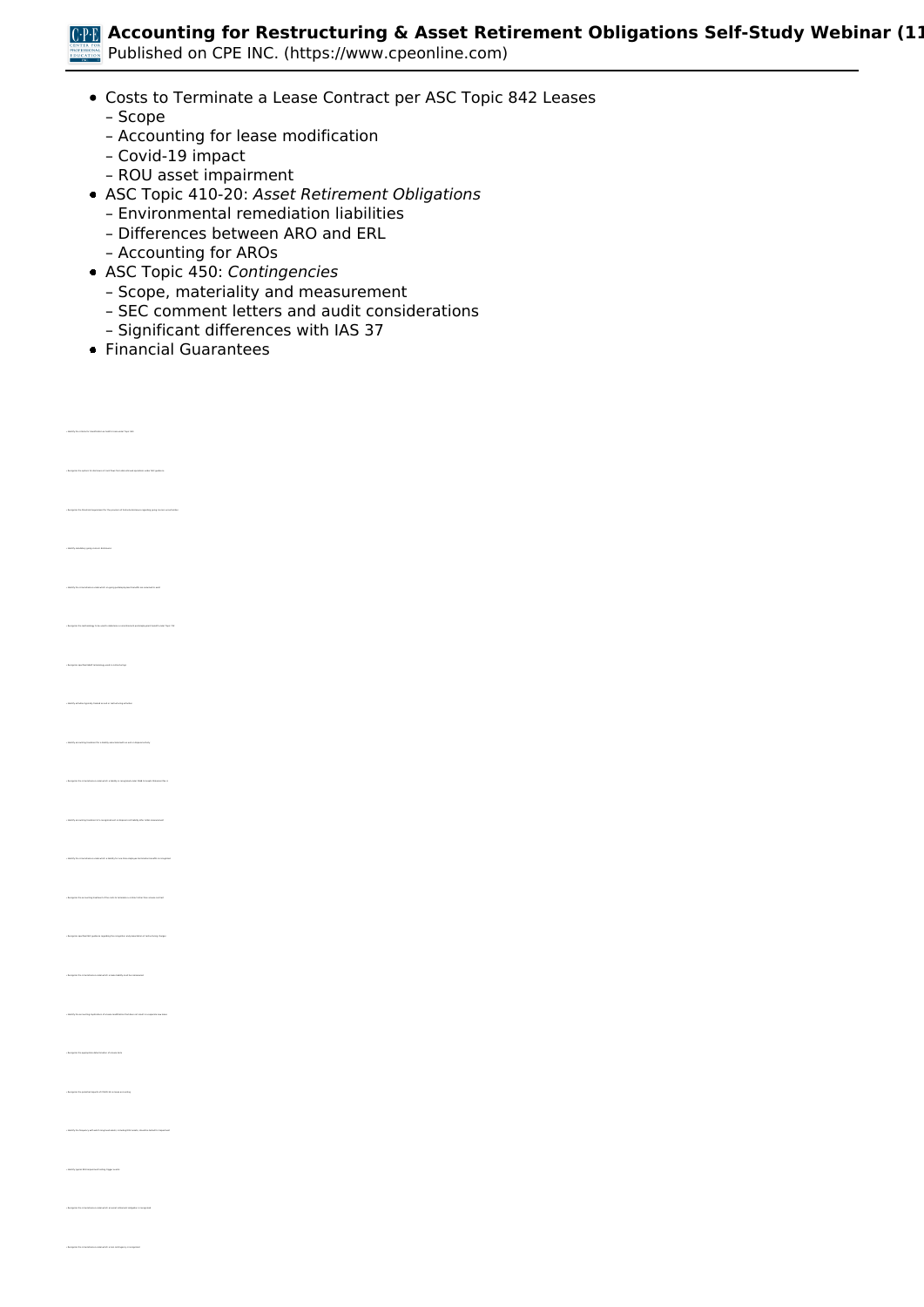- Costs to Terminate a Lease Contract per ASC Topic 842 Leases
  – Scope
  – Accounting for lease modification
  – Covid-19 impact
  – ROU asset impairment
- ASC Topic 410-20: *Asset Retirement Obligations*
  – Environmental remediation liabilities
  – Differences between ARO and ERL
  – Accounting for AROs
- ASC Topic 450: *Contingencies*
  – Scope, materiality and measurement
  – SEC comment letters and audit considerations
  – Significant differences with IAS 37
- Financial Guarantees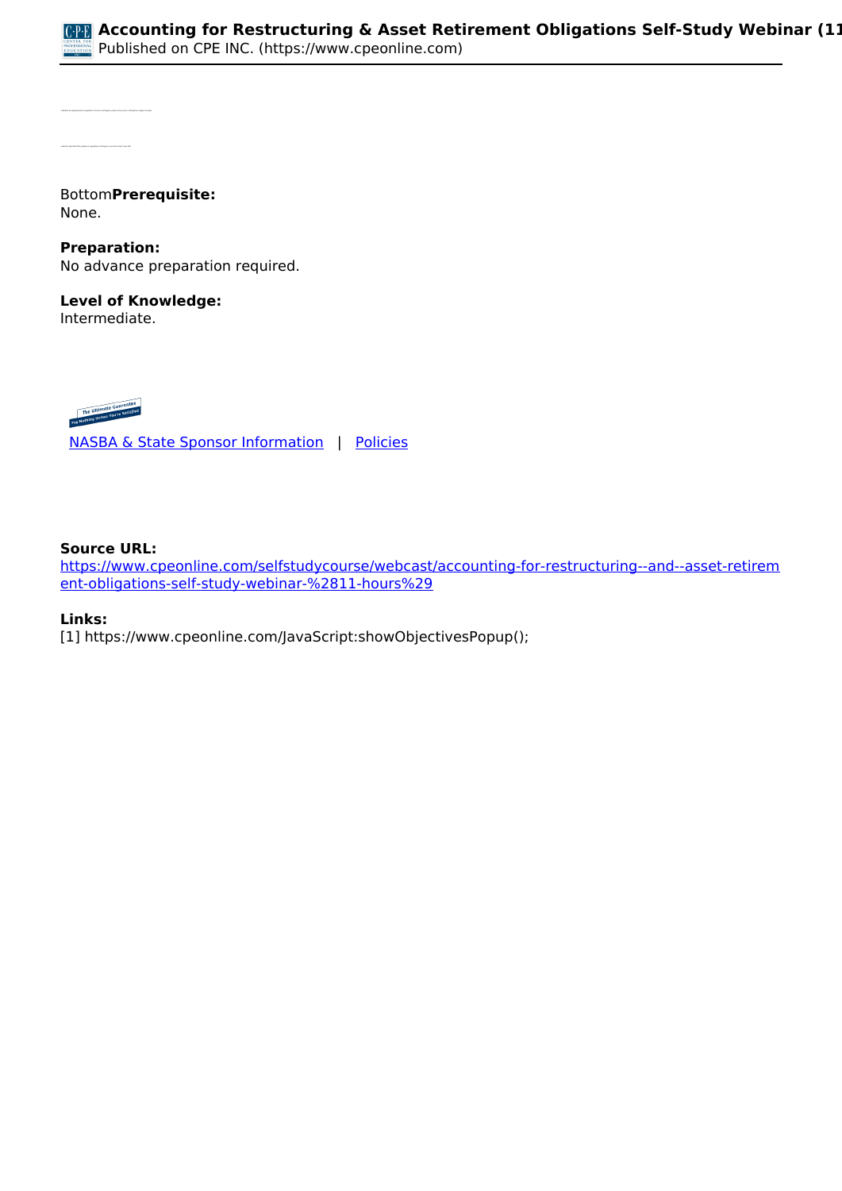BottomPrerequisite:
None.

**Preparation:**
No advance preparation required.

**Level of Knowledge:**
Intermediate.

[NASBA & State Sponsor Information](https://www.cpeonline.com) | [Policies](https://www.cpeonline.com)

**Source URL:**
https://www.cpeonline.com/selfstudycourse/webcast/accounting-for-restructuring--and--asset-retirement-obligations-self-study-webinar-%2811-hours%29

**Links:**
[1] https://www.cpeonline.com/JavaScript:showObjectivesPopup();